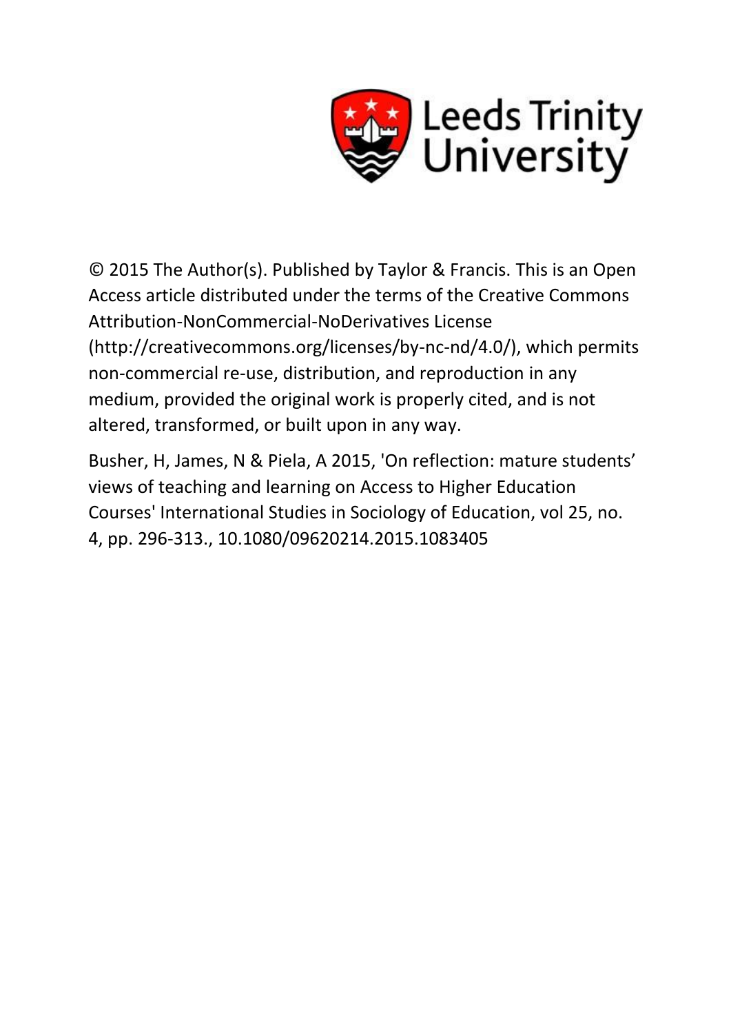Leeds Trinity University

© 2015 The Author(s). Published by Taylor & Francis. This is an Open Access article distributed under the terms of the Creative Commons Attribution-NonCommercial-NoDerivatives License (http://creativecommons.org/licenses/by-nc-nd/4.0/), which permits non-commercial re-use, distribution, and reproduction in any medium, provided the original work is properly cited, and is not altered, transformed, or built upon in any way.

Busher, H, James, N & Piela, A 2015, 'On reflection: mature students' views of teaching and learning on Access to Higher Education Courses' International Studies in Sociology of Education, vol 25, no. 4, pp. 296-313., 10.1080/09620214.2015.1083405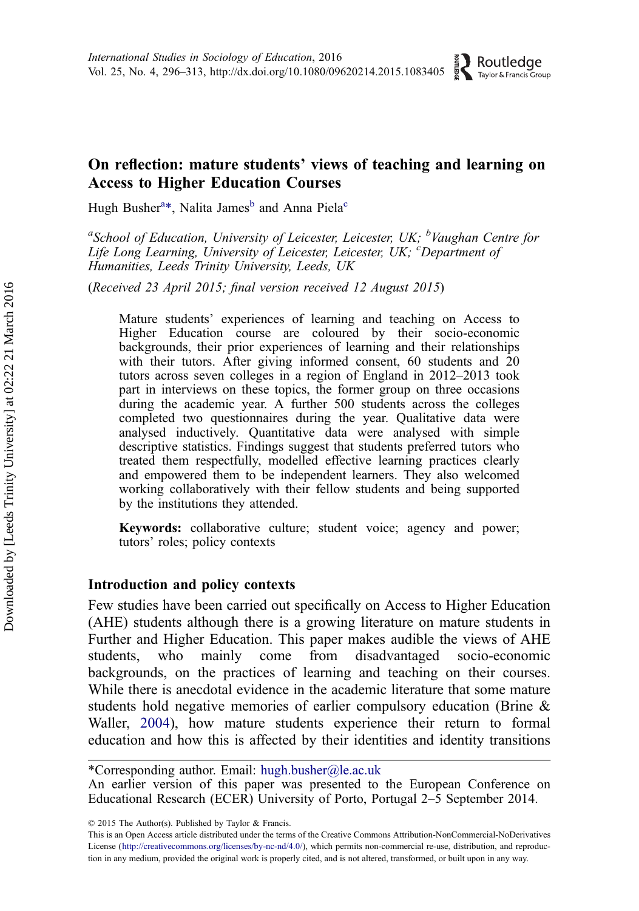# On reflection: mature students' views of teaching and learning on Access to Higher Education Courses

Hugh Busher[a]*, Nalita James[b] and Anna Piela[c]

[a]*School of Education, University of Leicester, Leicester, UK;* [b]*Vaughan Centre for Life Long Learning, University of Leicester, Leicester, UK;* [c]*Department of Humanities, Leeds Trinity University, Leeds, UK*

(*Received 23 April 2015; final version received 12 August 2015*)

Mature students' experiences of learning and teaching on Access to Higher Education course are coloured by their socio-economic backgrounds, their prior experiences of learning and their relationships with their tutors. After giving informed consent, 60 students and 20 tutors across seven colleges in a region of England in 2012–2013 took part in interviews on these topics, the former group on three occasions during the academic year. A further 500 students across the colleges completed two questionnaires during the year. Qualitative data were analysed inductively. Quantitative data were analysed with simple descriptive statistics. Findings suggest that students preferred tutors who treated them respectfully, modelled effective learning practices clearly and empowered them to be independent learners. They also welcomed working collaboratively with their fellow students and being supported by the institutions they attended.

**Keywords:** collaborative culture; student voice; agency and power; tutors' roles; policy contexts

## Introduction and policy contexts

Few studies have been carried out specifically on Access to Higher Education (AHE) students although there is a growing literature on mature students in Further and Higher Education. This paper makes audible the views of AHE students, who mainly come from disadvantaged socio-economic backgrounds, on the practices of learning and teaching on their courses. While there is anecdotal evidence in the academic literature that some mature students hold negative memories of earlier compulsory education (Brine & Waller, 2004), how mature students experience their return to formal education and how this is affected by their identities and identity transitions

*Corresponding author. Email: hugh.busher@le.ac.uk
An earlier version of this paper was presented to the European Conference on Educational Research (ECER) University of Porto, Portugal 2–5 September 2014.

© 2015 The Author(s). Published by Taylor & Francis.
This is an Open Access article distributed under the terms of the Creative Commons Attribution-NonCommercial-NoDerivatives License (http://creativecommons.org/licenses/by-nc-nd/4.0/), which permits non-commercial re-use, distribution, and reproduction in any medium, provided the original work is properly cited, and is not altered, transformed, or built upon in any way.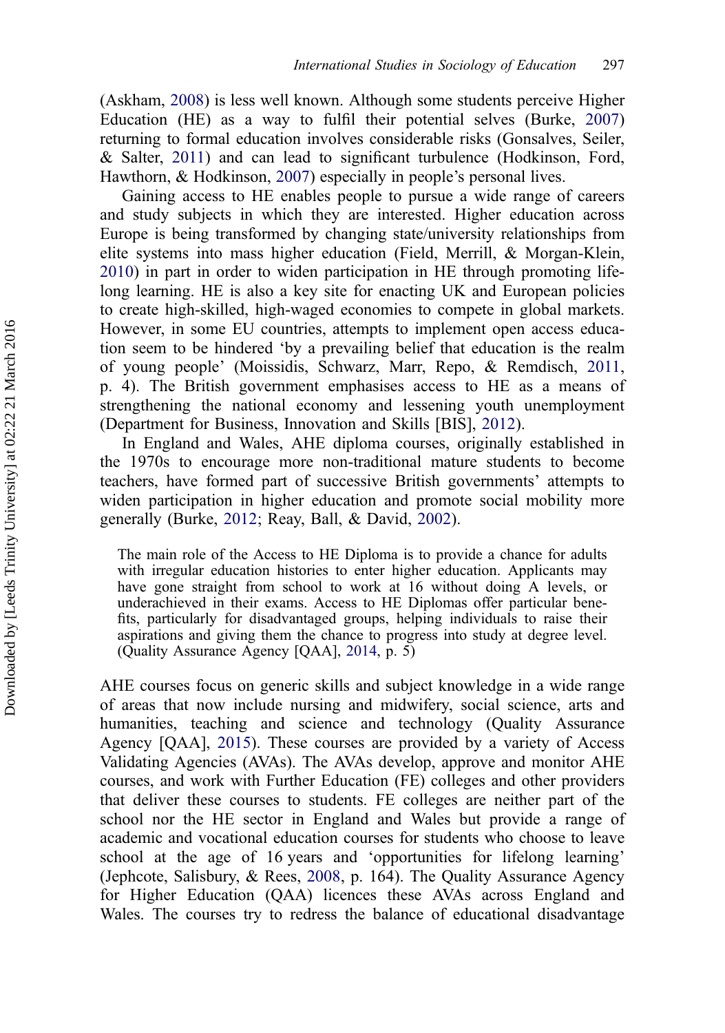(Askham, 2008) is less well known. Although some students perceive Higher Education (HE) as a way to fulfil their potential selves (Burke, 2007) returning to formal education involves considerable risks (Gonsalves, Seiler, & Salter, 2011) and can lead to significant turbulence (Hodkinson, Ford, Hawthorn, & Hodkinson, 2007) especially in people's personal lives.

Gaining access to HE enables people to pursue a wide range of careers and study subjects in which they are interested. Higher education across Europe is being transformed by changing state/university relationships from elite systems into mass higher education (Field, Merrill, & Morgan-Klein, 2010) in part in order to widen participation in HE through promoting life-long learning. HE is also a key site for enacting UK and European policies to create high-skilled, high-waged economies to compete in global markets. However, in some EU countries, attempts to implement open access education seem to be hindered 'by a prevailing belief that education is the realm of young people' (Moissidis, Schwarz, Marr, Repo, & Remdisch, 2011, p. 4). The British government emphasises access to HE as a means of strengthening the national economy and lessening youth unemployment (Department for Business, Innovation and Skills [BIS], 2012).

In England and Wales, AHE diploma courses, originally established in the 1970s to encourage more non-traditional mature students to become teachers, have formed part of successive British governments' attempts to widen participation in higher education and promote social mobility more generally (Burke, 2012; Reay, Ball, & David, 2002).

> The main role of the Access to HE Diploma is to provide a chance for adults with irregular education histories to enter higher education. Applicants may have gone straight from school to work at 16 without doing A levels, or underachieved in their exams. Access to HE Diplomas offer particular benefits, particularly for disadvantaged groups, helping individuals to raise their aspirations and giving them the chance to progress into study at degree level. (Quality Assurance Agency [QAA], 2014, p. 5)

AHE courses focus on generic skills and subject knowledge in a wide range of areas that now include nursing and midwifery, social science, arts and humanities, teaching and science and technology (Quality Assurance Agency [QAA], 2015). These courses are provided by a variety of Access Validating Agencies (AVAs). The AVAs develop, approve and monitor AHE courses, and work with Further Education (FE) colleges and other providers that deliver these courses to students. FE colleges are neither part of the school nor the HE sector in England and Wales but provide a range of academic and vocational education courses for students who choose to leave school at the age of 16 years and 'opportunities for lifelong learning' (Jephcote, Salisbury, & Rees, 2008, p. 164). The Quality Assurance Agency for Higher Education (QAA) licences these AVAs across England and Wales. The courses try to redress the balance of educational disadvantage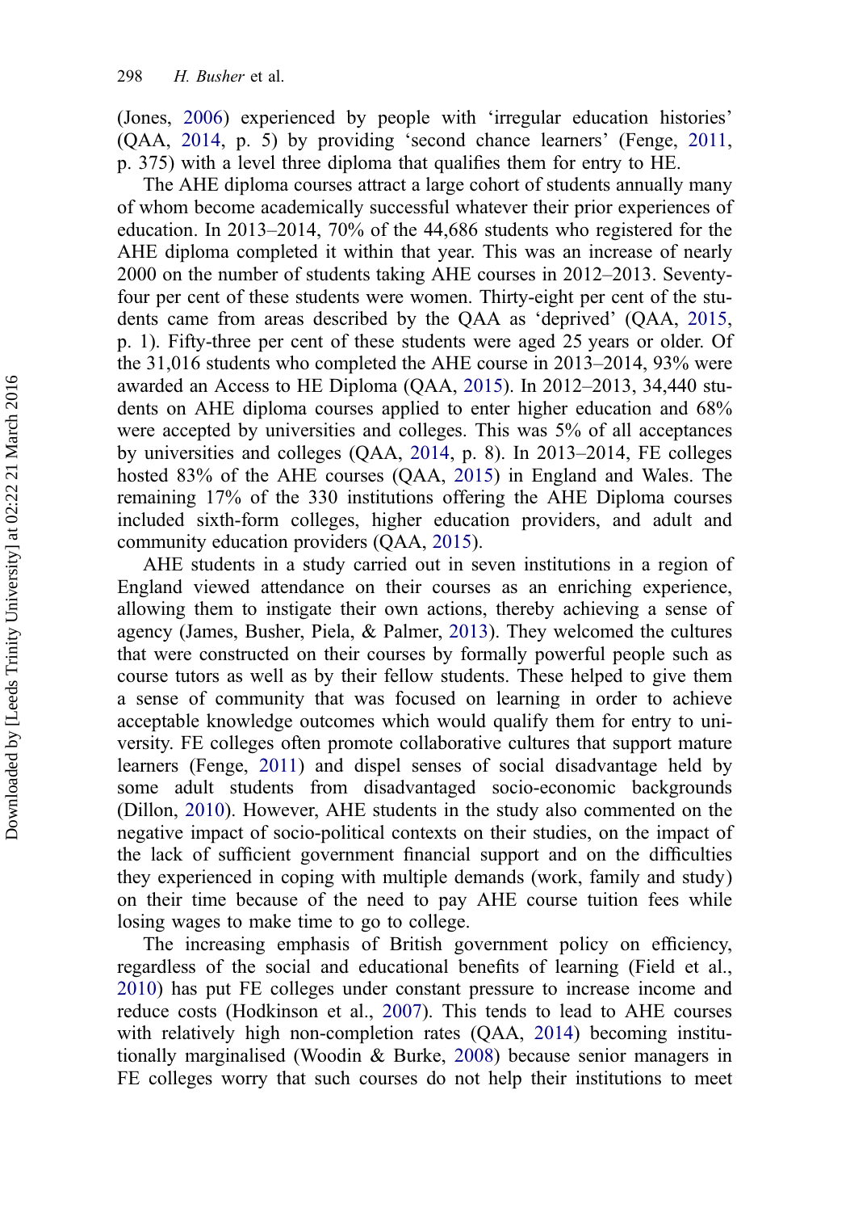(Jones, 2006) experienced by people with 'irregular education histories' (QAA, 2014, p. 5) by providing 'second chance learners' (Fenge, 2011, p. 375) with a level three diploma that qualifies them for entry to HE.

The AHE diploma courses attract a large cohort of students annually many of whom become academically successful whatever their prior experiences of education. In 2013–2014, 70% of the 44,686 students who registered for the AHE diploma completed it within that year. This was an increase of nearly 2000 on the number of students taking AHE courses in 2012–2013. Seventy-four per cent of these students were women. Thirty-eight per cent of the students came from areas described by the QAA as 'deprived' (QAA, 2015, p. 1). Fifty-three per cent of these students were aged 25 years or older. Of the 31,016 students who completed the AHE course in 2013–2014, 93% were awarded an Access to HE Diploma (QAA, 2015). In 2012–2013, 34,440 students on AHE diploma courses applied to enter higher education and 68% were accepted by universities and colleges. This was 5% of all acceptances by universities and colleges (QAA, 2014, p. 8). In 2013–2014, FE colleges hosted 83% of the AHE courses (QAA, 2015) in England and Wales. The remaining 17% of the 330 institutions offering the AHE Diploma courses included sixth-form colleges, higher education providers, and adult and community education providers (QAA, 2015).

AHE students in a study carried out in seven institutions in a region of England viewed attendance on their courses as an enriching experience, allowing them to instigate their own actions, thereby achieving a sense of agency (James, Busher, Piela, & Palmer, 2013). They welcomed the cultures that were constructed on their courses by formally powerful people such as course tutors as well as by their fellow students. These helped to give them a sense of community that was focused on learning in order to achieve acceptable knowledge outcomes which would qualify them for entry to university. FE colleges often promote collaborative cultures that support mature learners (Fenge, 2011) and dispel senses of social disadvantage held by some adult students from disadvantaged socio-economic backgrounds (Dillon, 2010). However, AHE students in the study also commented on the negative impact of socio-political contexts on their studies, on the impact of the lack of sufficient government financial support and on the difficulties they experienced in coping with multiple demands (work, family and study) on their time because of the need to pay AHE course tuition fees while losing wages to make time to go to college.

The increasing emphasis of British government policy on efficiency, regardless of the social and educational benefits of learning (Field et al., 2010) has put FE colleges under constant pressure to increase income and reduce costs (Hodkinson et al., 2007). This tends to lead to AHE courses with relatively high non-completion rates (QAA, 2014) becoming institutionally marginalised (Woodin & Burke, 2008) because senior managers in FE colleges worry that such courses do not help their institutions to meet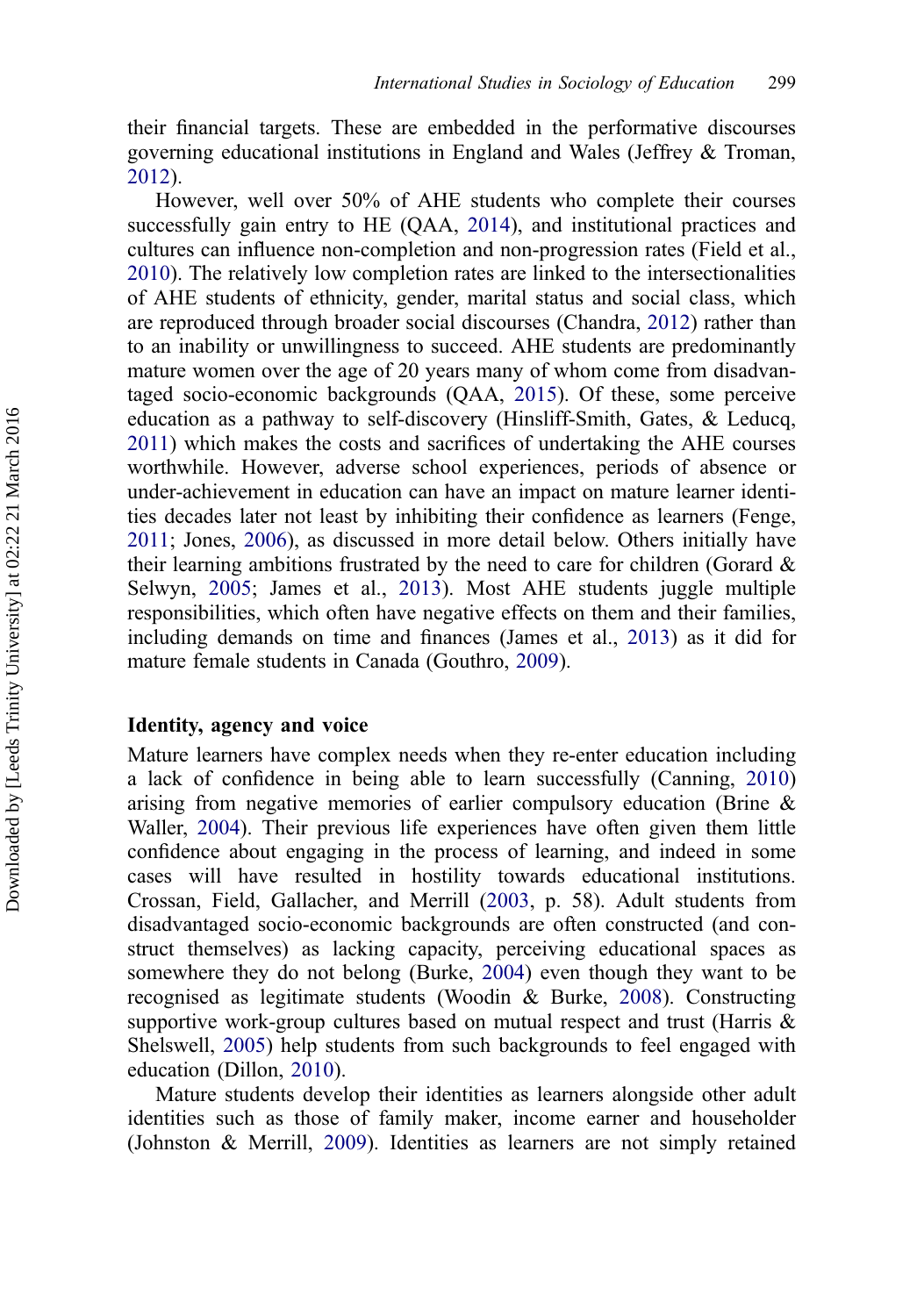their financial targets. These are embedded in the performative discourses governing educational institutions in England and Wales (Jeffrey & Troman, 2012).

However, well over 50% of AHE students who complete their courses successfully gain entry to HE (QAA, 2014), and institutional practices and cultures can influence non-completion and non-progression rates (Field et al., 2010). The relatively low completion rates are linked to the intersectionalities of AHE students of ethnicity, gender, marital status and social class, which are reproduced through broader social discourses (Chandra, 2012) rather than to an inability or unwillingness to succeed. AHE students are predominantly mature women over the age of 20 years many of whom come from disadvantaged socio-economic backgrounds (QAA, 2015). Of these, some perceive education as a pathway to self-discovery (Hinsliff-Smith, Gates, & Leducq, 2011) which makes the costs and sacrifices of undertaking the AHE courses worthwhile. However, adverse school experiences, periods of absence or under-achievement in education can have an impact on mature learner identities decades later not least by inhibiting their confidence as learners (Fenge, 2011; Jones, 2006), as discussed in more detail below. Others initially have their learning ambitions frustrated by the need to care for children (Gorard & Selwyn, 2005; James et al., 2013). Most AHE students juggle multiple responsibilities, which often have negative effects on them and their families, including demands on time and finances (James et al., 2013) as it did for mature female students in Canada (Gouthro, 2009).

## Identity, agency and voice

Mature learners have complex needs when they re-enter education including a lack of confidence in being able to learn successfully (Canning, 2010) arising from negative memories of earlier compulsory education (Brine & Waller, 2004). Their previous life experiences have often given them little confidence about engaging in the process of learning, and indeed in some cases will have resulted in hostility towards educational institutions. Crossan, Field, Gallacher, and Merrill (2003, p. 58). Adult students from disadvantaged socio-economic backgrounds are often constructed (and construct themselves) as lacking capacity, perceiving educational spaces as somewhere they do not belong (Burke, 2004) even though they want to be recognised as legitimate students (Woodin & Burke, 2008). Constructing supportive work-group cultures based on mutual respect and trust (Harris & Shelswell, 2005) help students from such backgrounds to feel engaged with education (Dillon, 2010).

Mature students develop their identities as learners alongside other adult identities such as those of family maker, income earner and householder (Johnston & Merrill, 2009). Identities as learners are not simply retained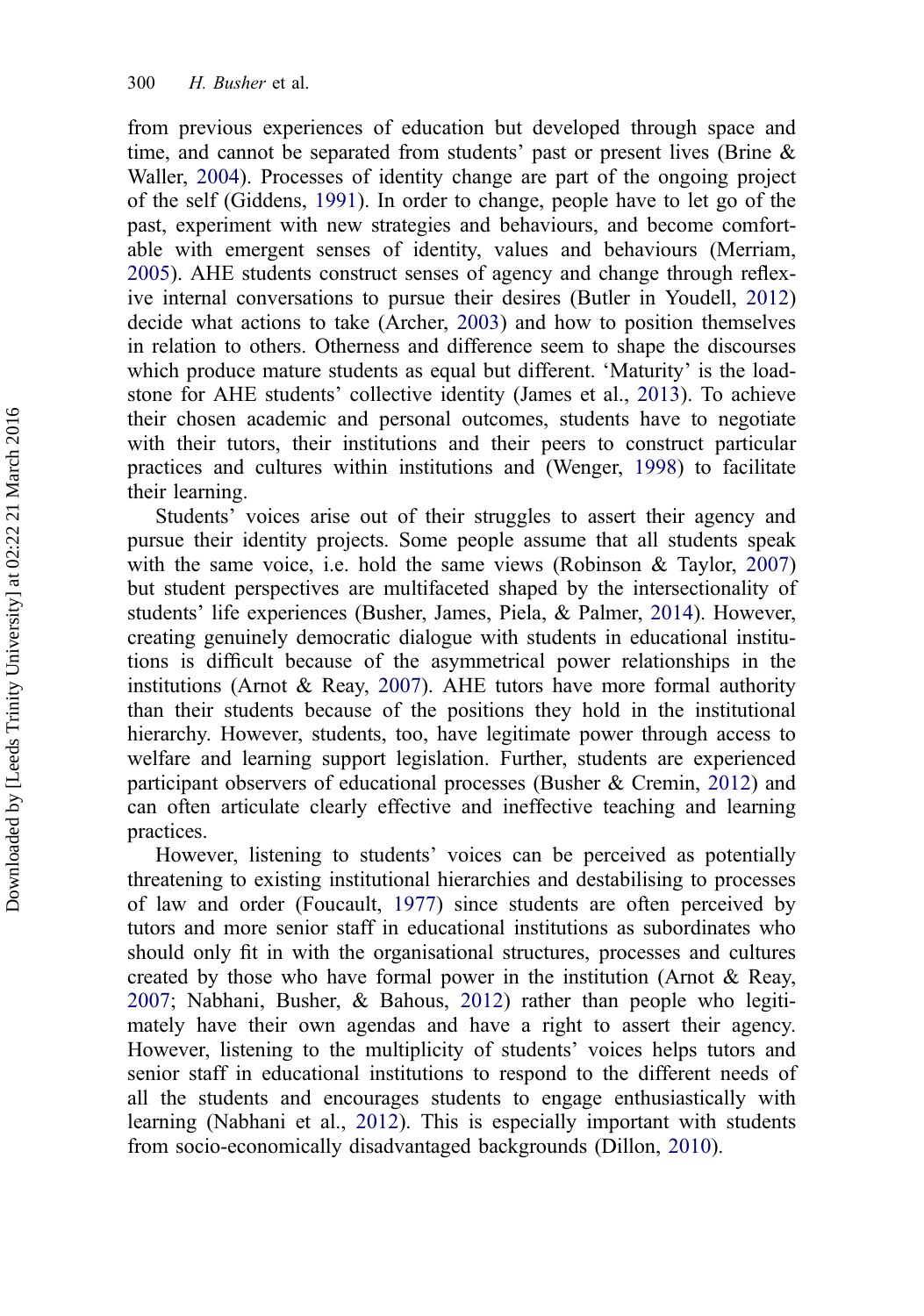from previous experiences of education but developed through space and time, and cannot be separated from students' past or present lives (Brine & Waller, 2004). Processes of identity change are part of the ongoing project of the self (Giddens, 1991). In order to change, people have to let go of the past, experiment with new strategies and behaviours, and become comfortable with emergent senses of identity, values and behaviours (Merriam, 2005). AHE students construct senses of agency and change through reflexive internal conversations to pursue their desires (Butler in Youdell, 2012) decide what actions to take (Archer, 2003) and how to position themselves in relation to others. Otherness and difference seem to shape the discourses which produce mature students as equal but different. 'Maturity' is the loadstone for AHE students' collective identity (James et al., 2013). To achieve their chosen academic and personal outcomes, students have to negotiate with their tutors, their institutions and their peers to construct particular practices and cultures within institutions and (Wenger, 1998) to facilitate their learning.

Students' voices arise out of their struggles to assert their agency and pursue their identity projects. Some people assume that all students speak with the same voice, i.e. hold the same views (Robinson & Taylor, 2007) but student perspectives are multifaceted shaped by the intersectionality of students' life experiences (Busher, James, Piela, & Palmer, 2014). However, creating genuinely democratic dialogue with students in educational institutions is difficult because of the asymmetrical power relationships in the institutions (Arnot & Reay, 2007). AHE tutors have more formal authority than their students because of the positions they hold in the institutional hierarchy. However, students, too, have legitimate power through access to welfare and learning support legislation. Further, students are experienced participant observers of educational processes (Busher & Cremin, 2012) and can often articulate clearly effective and ineffective teaching and learning practices.

However, listening to students' voices can be perceived as potentially threatening to existing institutional hierarchies and destabilising to processes of law and order (Foucault, 1977) since students are often perceived by tutors and more senior staff in educational institutions as subordinates who should only fit in with the organisational structures, processes and cultures created by those who have formal power in the institution (Arnot & Reay, 2007; Nabhani, Busher, & Bahous, 2012) rather than people who legitimately have their own agendas and have a right to assert their agency. However, listening to the multiplicity of students' voices helps tutors and senior staff in educational institutions to respond to the different needs of all the students and encourages students to engage enthusiastically with learning (Nabhani et al., 2012). This is especially important with students from socio-economically disadvantaged backgrounds (Dillon, 2010).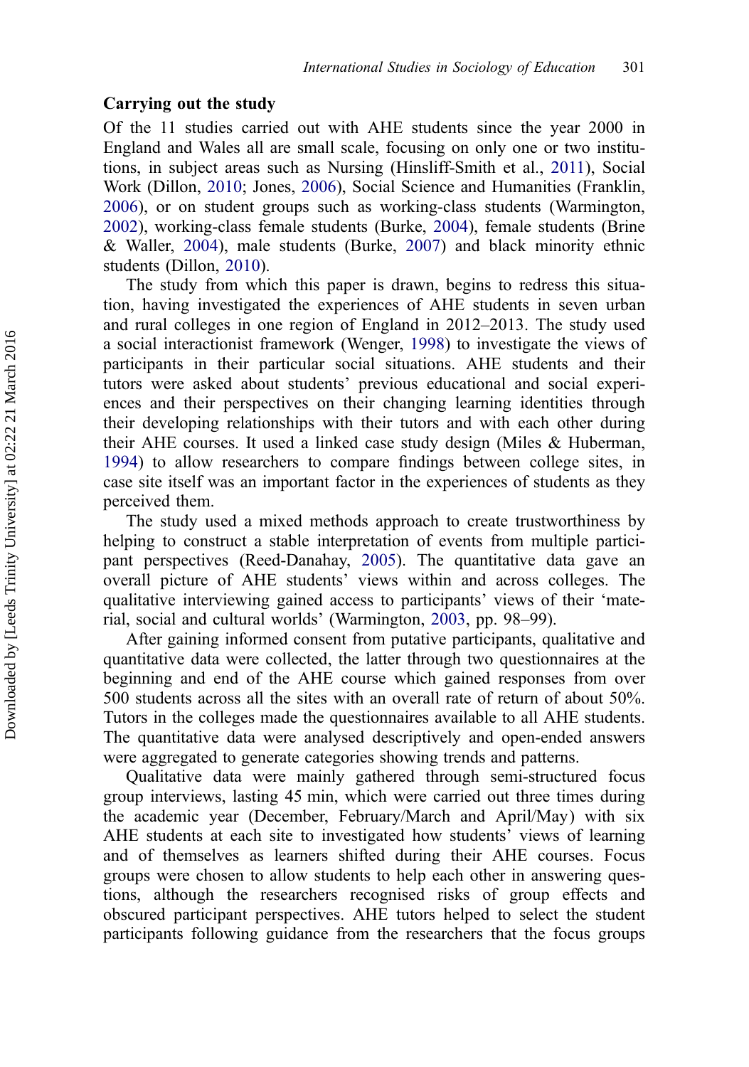## Carrying out the study

Of the 11 studies carried out with AHE students since the year 2000 in England and Wales all are small scale, focusing on only one or two institutions, in subject areas such as Nursing (Hinsliff-Smith et al., 2011), Social Work (Dillon, 2010; Jones, 2006), Social Science and Humanities (Franklin, 2006), or on student groups such as working-class students (Warmington, 2002), working-class female students (Burke, 2004), female students (Brine & Waller, 2004), male students (Burke, 2007) and black minority ethnic students (Dillon, 2010).

The study from which this paper is drawn, begins to redress this situation, having investigated the experiences of AHE students in seven urban and rural colleges in one region of England in 2012–2013. The study used a social interactionist framework (Wenger, 1998) to investigate the views of participants in their particular social situations. AHE students and their tutors were asked about students' previous educational and social experiences and their perspectives on their changing learning identities through their developing relationships with their tutors and with each other during their AHE courses. It used a linked case study design (Miles & Huberman, 1994) to allow researchers to compare findings between college sites, in case site itself was an important factor in the experiences of students as they perceived them.

The study used a mixed methods approach to create trustworthiness by helping to construct a stable interpretation of events from multiple participant perspectives (Reed-Danahay, 2005). The quantitative data gave an overall picture of AHE students' views within and across colleges. The qualitative interviewing gained access to participants' views of their 'material, social and cultural worlds' (Warmington, 2003, pp. 98–99).

After gaining informed consent from putative participants, qualitative and quantitative data were collected, the latter through two questionnaires at the beginning and end of the AHE course which gained responses from over 500 students across all the sites with an overall rate of return of about 50%. Tutors in the colleges made the questionnaires available to all AHE students. The quantitative data were analysed descriptively and open-ended answers were aggregated to generate categories showing trends and patterns.

Qualitative data were mainly gathered through semi-structured focus group interviews, lasting 45 min, which were carried out three times during the academic year (December, February/March and April/May) with six AHE students at each site to investigated how students' views of learning and of themselves as learners shifted during their AHE courses. Focus groups were chosen to allow students to help each other in answering questions, although the researchers recognised risks of group effects and obscured participant perspectives. AHE tutors helped to select the student participants following guidance from the researchers that the focus groups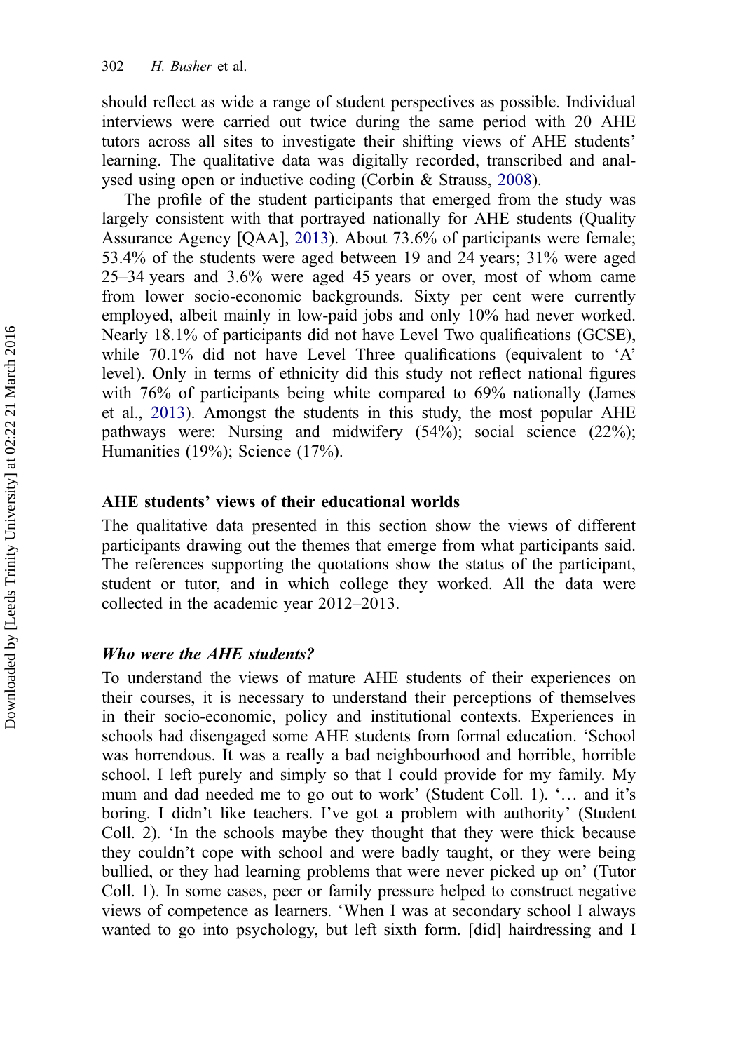should reflect as wide a range of student perspectives as possible. Individual interviews were carried out twice during the same period with 20 AHE tutors across all sites to investigate their shifting views of AHE students' learning. The qualitative data was digitally recorded, transcribed and analysed using open or inductive coding (Corbin & Strauss, 2008).

The profile of the student participants that emerged from the study was largely consistent with that portrayed nationally for AHE students (Quality Assurance Agency [QAA], 2013). About 73.6% of participants were female; 53.4% of the students were aged between 19 and 24 years; 31% were aged 25–34 years and 3.6% were aged 45 years or over, most of whom came from lower socio-economic backgrounds. Sixty per cent were currently employed, albeit mainly in low-paid jobs and only 10% had never worked. Nearly 18.1% of participants did not have Level Two qualifications (GCSE), while 70.1% did not have Level Three qualifications (equivalent to 'A' level). Only in terms of ethnicity did this study not reflect national figures with 76% of participants being white compared to 69% nationally (James et al., 2013). Amongst the students in this study, the most popular AHE pathways were: Nursing and midwifery (54%); social science (22%); Humanities (19%); Science (17%).

## AHE students' views of their educational worlds

The qualitative data presented in this section show the views of different participants drawing out the themes that emerge from what participants said. The references supporting the quotations show the status of the participant, student or tutor, and in which college they worked. All the data were collected in the academic year 2012–2013.

### *Who were the AHE students?*

To understand the views of mature AHE students of their experiences on their courses, it is necessary to understand their perceptions of themselves in their socio-economic, policy and institutional contexts. Experiences in schools had disengaged some AHE students from formal education. 'School was horrendous. It was a really a bad neighbourhood and horrible, horrible school. I left purely and simply so that I could provide for my family. My mum and dad needed me to go out to work' (Student Coll. 1). '… and it's boring. I didn't like teachers. I've got a problem with authority' (Student Coll. 2). 'In the schools maybe they thought that they were thick because they couldn't cope with school and were badly taught, or they were being bullied, or they had learning problems that were never picked up on' (Tutor Coll. 1). In some cases, peer or family pressure helped to construct negative views of competence as learners. 'When I was at secondary school I always wanted to go into psychology, but left sixth form. [did] hairdressing and I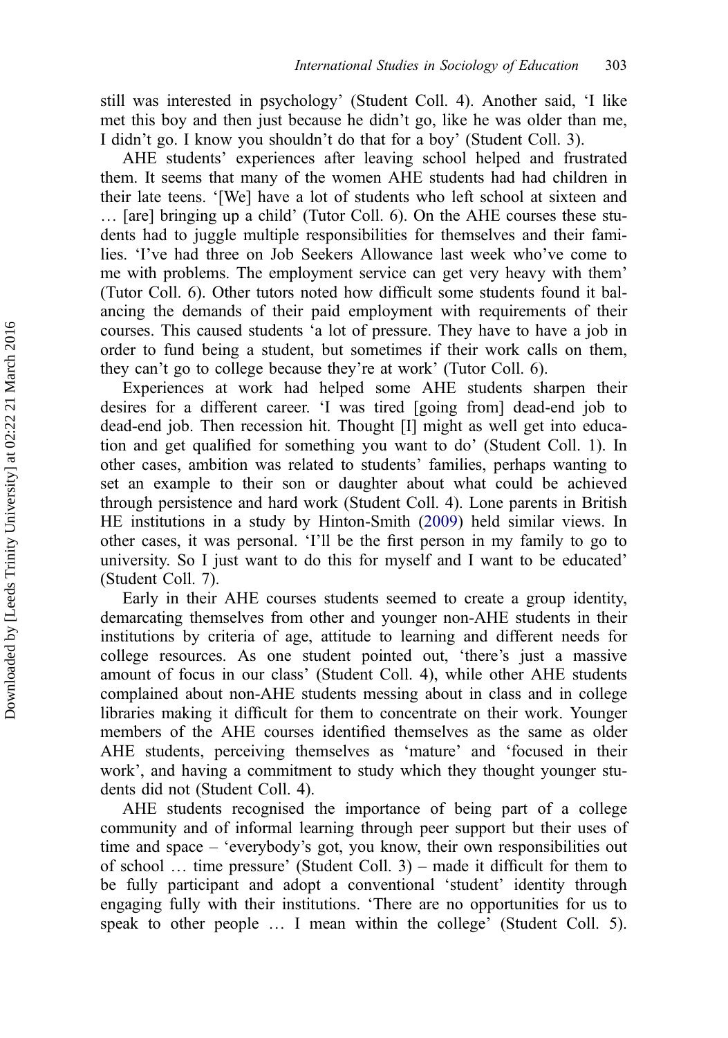still was interested in psychology' (Student Coll. 4). Another said, 'I like met this boy and then just because he didn't go, like he was older than me, I didn't go. I know you shouldn't do that for a boy' (Student Coll. 3).

AHE students' experiences after leaving school helped and frustrated them. It seems that many of the women AHE students had had children in their late teens. '[We] have a lot of students who left school at sixteen and … [are] bringing up a child' (Tutor Coll. 6). On the AHE courses these students had to juggle multiple responsibilities for themselves and their families. 'I've had three on Job Seekers Allowance last week who've come to me with problems. The employment service can get very heavy with them' (Tutor Coll. 6). Other tutors noted how difficult some students found it balancing the demands of their paid employment with requirements of their courses. This caused students 'a lot of pressure. They have to have a job in order to fund being a student, but sometimes if their work calls on them, they can't go to college because they're at work' (Tutor Coll. 6).

Experiences at work had helped some AHE students sharpen their desires for a different career. 'I was tired [going from] dead-end job to dead-end job. Then recession hit. Thought [I] might as well get into education and get qualified for something you want to do' (Student Coll. 1). In other cases, ambition was related to students' families, perhaps wanting to set an example to their son or daughter about what could be achieved through persistence and hard work (Student Coll. 4). Lone parents in British HE institutions in a study by Hinton-Smith (2009) held similar views. In other cases, it was personal. 'I'll be the first person in my family to go to university. So I just want to do this for myself and I want to be educated' (Student Coll. 7).

Early in their AHE courses students seemed to create a group identity, demarcating themselves from other and younger non-AHE students in their institutions by criteria of age, attitude to learning and different needs for college resources. As one student pointed out, 'there's just a massive amount of focus in our class' (Student Coll. 4), while other AHE students complained about non-AHE students messing about in class and in college libraries making it difficult for them to concentrate on their work. Younger members of the AHE courses identified themselves as the same as older AHE students, perceiving themselves as 'mature' and 'focused in their work', and having a commitment to study which they thought younger students did not (Student Coll. 4).

AHE students recognised the importance of being part of a college community and of informal learning through peer support but their uses of time and space – 'everybody's got, you know, their own responsibilities out of school … time pressure' (Student Coll. 3) – made it difficult for them to be fully participant and adopt a conventional 'student' identity through engaging fully with their institutions. 'There are no opportunities for us to speak to other people … I mean within the college' (Student Coll. 5).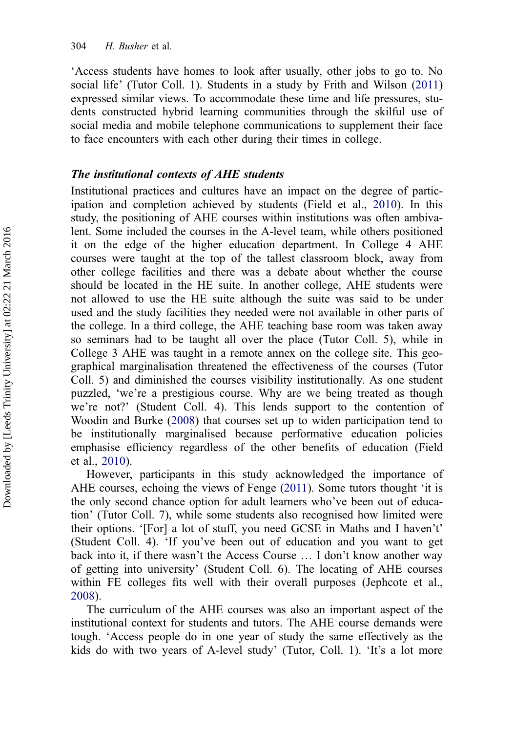'Access students have homes to look after usually, other jobs to go to. No social life' (Tutor Coll. 1). Students in a study by Frith and Wilson (2011) expressed similar views. To accommodate these time and life pressures, students constructed hybrid learning communities through the skilful use of social media and mobile telephone communications to supplement their face to face encounters with each other during their times in college.

### *The institutional contexts of AHE students*

Institutional practices and cultures have an impact on the degree of participation and completion achieved by students (Field et al., 2010). In this study, the positioning of AHE courses within institutions was often ambivalent. Some included the courses in the A-level team, while others positioned it on the edge of the higher education department. In College 4 AHE courses were taught at the top of the tallest classroom block, away from other college facilities and there was a debate about whether the course should be located in the HE suite. In another college, AHE students were not allowed to use the HE suite although the suite was said to be under used and the study facilities they needed were not available in other parts of the college. In a third college, the AHE teaching base room was taken away so seminars had to be taught all over the place (Tutor Coll. 5), while in College 3 AHE was taught in a remote annex on the college site. This geographical marginalisation threatened the effectiveness of the courses (Tutor Coll. 5) and diminished the courses visibility institutionally. As one student puzzled, 'we're a prestigious course. Why are we being treated as though we're not?' (Student Coll. 4). This lends support to the contention of Woodin and Burke (2008) that courses set up to widen participation tend to be institutionally marginalised because performative education policies emphasise efficiency regardless of the other benefits of education (Field et al., 2010).

However, participants in this study acknowledged the importance of AHE courses, echoing the views of Fenge (2011). Some tutors thought 'it is the only second chance option for adult learners who've been out of education' (Tutor Coll. 7), while some students also recognised how limited were their options. '[For] a lot of stuff, you need GCSE in Maths and I haven't' (Student Coll. 4). 'If you've been out of education and you want to get back into it, if there wasn't the Access Course … I don't know another way of getting into university' (Student Coll. 6). The locating of AHE courses within FE colleges fits well with their overall purposes (Jephcote et al., 2008).

The curriculum of the AHE courses was also an important aspect of the institutional context for students and tutors. The AHE course demands were tough. 'Access people do in one year of study the same effectively as the kids do with two years of A-level study' (Tutor, Coll. 1). 'It's a lot more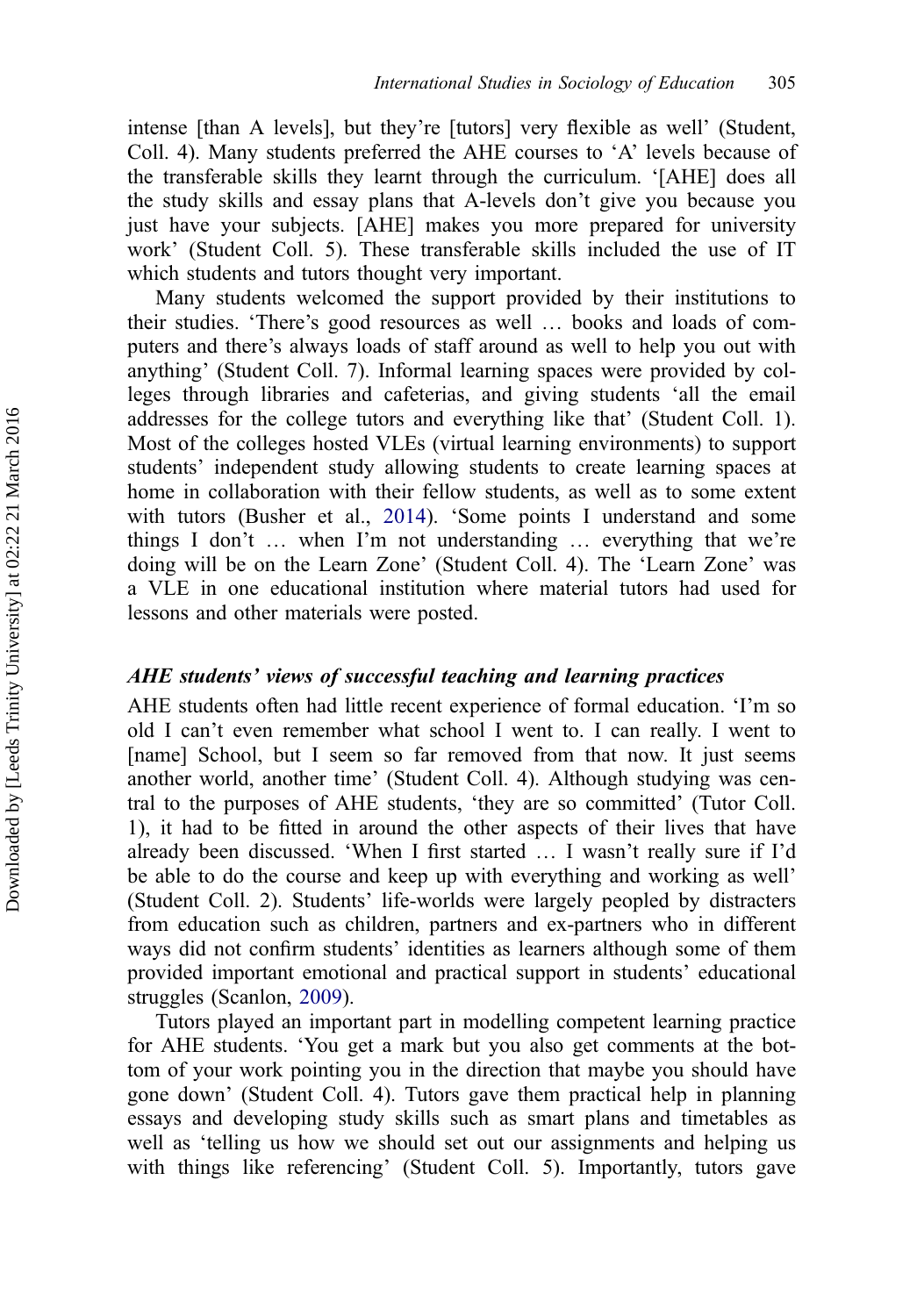intense [than A levels], but they're [tutors] very flexible as well' (Student, Coll. 4). Many students preferred the AHE courses to 'A' levels because of the transferable skills they learnt through the curriculum. '[AHE] does all the study skills and essay plans that A-levels don't give you because you just have your subjects. [AHE] makes you more prepared for university work' (Student Coll. 5). These transferable skills included the use of IT which students and tutors thought very important.

Many students welcomed the support provided by their institutions to their studies. 'There's good resources as well … books and loads of computers and there's always loads of staff around as well to help you out with anything' (Student Coll. 7). Informal learning spaces were provided by colleges through libraries and cafeterias, and giving students 'all the email addresses for the college tutors and everything like that' (Student Coll. 1). Most of the colleges hosted VLEs (virtual learning environments) to support students' independent study allowing students to create learning spaces at home in collaboration with their fellow students, as well as to some extent with tutors (Busher et al., 2014). 'Some points I understand and some things I don't … when I'm not understanding … everything that we're doing will be on the Learn Zone' (Student Coll. 4). The 'Learn Zone' was a VLE in one educational institution where material tutors had used for lessons and other materials were posted.

### *AHE students' views of successful teaching and learning practices*

AHE students often had little recent experience of formal education. 'I'm so old I can't even remember what school I went to. I can really. I went to [name] School, but I seem so far removed from that now. It just seems another world, another time' (Student Coll. 4). Although studying was central to the purposes of AHE students, 'they are so committed' (Tutor Coll. 1), it had to be fitted in around the other aspects of their lives that have already been discussed. 'When I first started … I wasn't really sure if I'd be able to do the course and keep up with everything and working as well' (Student Coll. 2). Students' life-worlds were largely peopled by distracters from education such as children, partners and ex-partners who in different ways did not confirm students' identities as learners although some of them provided important emotional and practical support in students' educational struggles (Scanlon, 2009).

Tutors played an important part in modelling competent learning practice for AHE students. 'You get a mark but you also get comments at the bottom of your work pointing you in the direction that maybe you should have gone down' (Student Coll. 4). Tutors gave them practical help in planning essays and developing study skills such as smart plans and timetables as well as 'telling us how we should set out our assignments and helping us with things like referencing' (Student Coll. 5). Importantly, tutors gave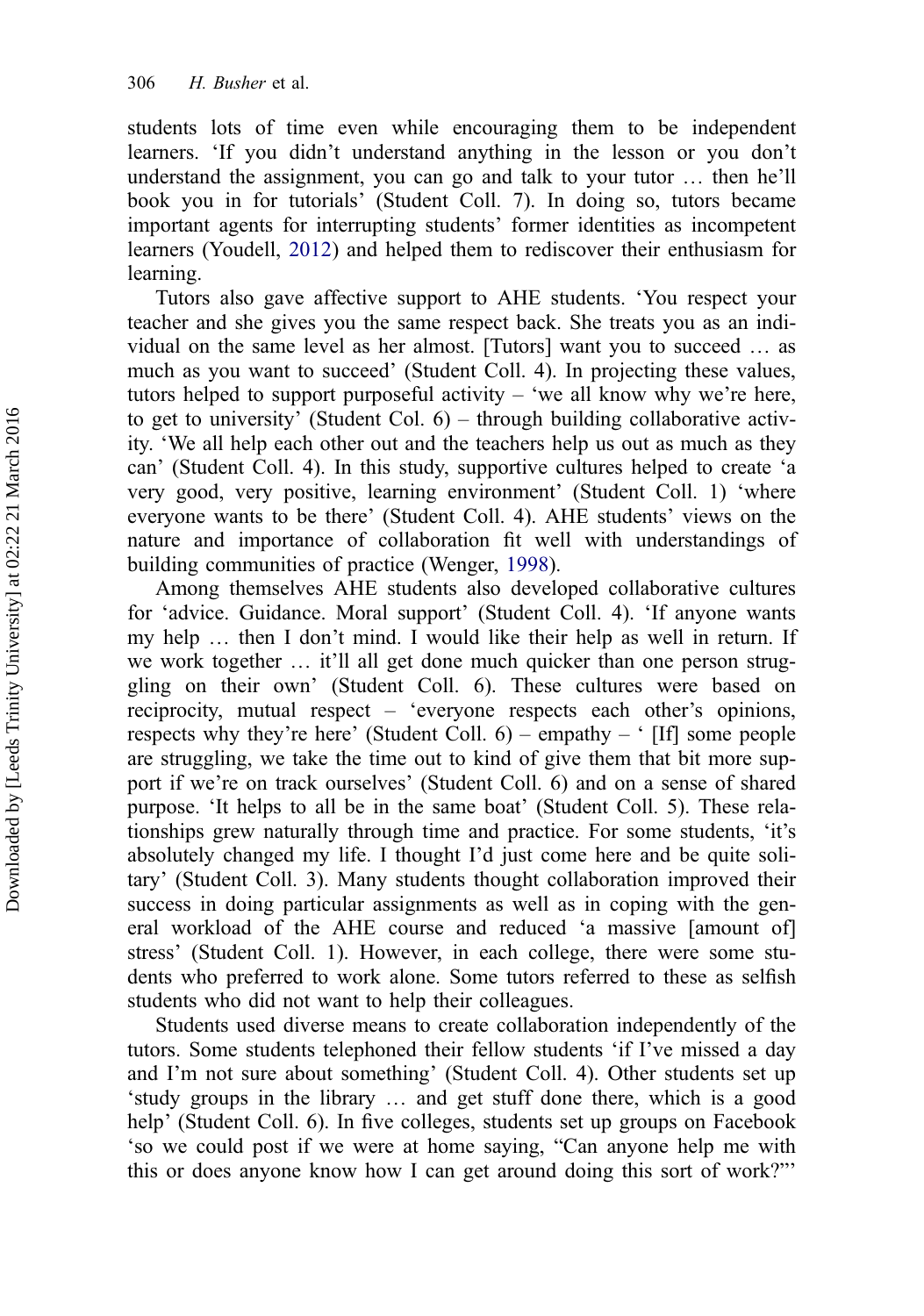students lots of time even while encouraging them to be independent learners. 'If you didn't understand anything in the lesson or you don't understand the assignment, you can go and talk to your tutor … then he'll book you in for tutorials' (Student Coll. 7). In doing so, tutors became important agents for interrupting students' former identities as incompetent learners (Youdell, 2012) and helped them to rediscover their enthusiasm for learning.

Tutors also gave affective support to AHE students. 'You respect your teacher and she gives you the same respect back. She treats you as an individual on the same level as her almost. [Tutors] want you to succeed … as much as you want to succeed' (Student Coll. 4). In projecting these values, tutors helped to support purposeful activity – 'we all know why we're here, to get to university' (Student Col. 6) – through building collaborative activity. 'We all help each other out and the teachers help us out as much as they can' (Student Coll. 4). In this study, supportive cultures helped to create 'a very good, very positive, learning environment' (Student Coll. 1) 'where everyone wants to be there' (Student Coll. 4). AHE students' views on the nature and importance of collaboration fit well with understandings of building communities of practice (Wenger, 1998).

Among themselves AHE students also developed collaborative cultures for 'advice. Guidance. Moral support' (Student Coll. 4). 'If anyone wants my help … then I don't mind. I would like their help as well in return. If we work together … it'll all get done much quicker than one person struggling on their own' (Student Coll. 6). These cultures were based on reciprocity, mutual respect – 'everyone respects each other's opinions, respects why they're here' (Student Coll. 6) – empathy – ' [If] some people are struggling, we take the time out to kind of give them that bit more support if we're on track ourselves' (Student Coll. 6) and on a sense of shared purpose. 'It helps to all be in the same boat' (Student Coll. 5). These relationships grew naturally through time and practice. For some students, 'it's absolutely changed my life. I thought I'd just come here and be quite solitary' (Student Coll. 3). Many students thought collaboration improved their success in doing particular assignments as well as in coping with the general workload of the AHE course and reduced 'a massive [amount of] stress' (Student Coll. 1). However, in each college, there were some students who preferred to work alone. Some tutors referred to these as selfish students who did not want to help their colleagues.

Students used diverse means to create collaboration independently of the tutors. Some students telephoned their fellow students 'if I've missed a day and I'm not sure about something' (Student Coll. 4). Other students set up 'study groups in the library … and get stuff done there, which is a good help' (Student Coll. 6). In five colleges, students set up groups on Facebook 'so we could post if we were at home saying, "Can anyone help me with this or does anyone know how I can get around doing this sort of work?"'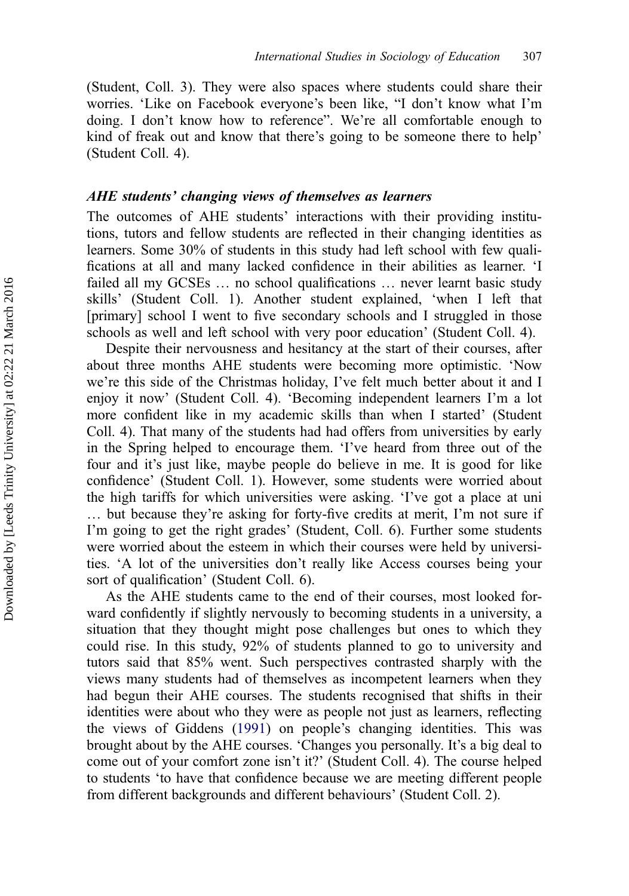(Student, Coll. 3). They were also spaces where students could share their worries. 'Like on Facebook everyone's been like, "I don't know what I'm doing. I don't know how to reference". We're all comfortable enough to kind of freak out and know that there's going to be someone there to help' (Student Coll. 4).

### *AHE students' changing views of themselves as learners*

The outcomes of AHE students' interactions with their providing institutions, tutors and fellow students are reflected in their changing identities as learners. Some 30% of students in this study had left school with few qualifications at all and many lacked confidence in their abilities as learner. 'I failed all my GCSEs … no school qualifications … never learnt basic study skills' (Student Coll. 1). Another student explained, 'when I left that [primary] school I went to five secondary schools and I struggled in those schools as well and left school with very poor education' (Student Coll. 4).

Despite their nervousness and hesitancy at the start of their courses, after about three months AHE students were becoming more optimistic. 'Now we're this side of the Christmas holiday, I've felt much better about it and I enjoy it now' (Student Coll. 4). 'Becoming independent learners I'm a lot more confident like in my academic skills than when I started' (Student Coll. 4). That many of the students had had offers from universities by early in the Spring helped to encourage them. 'I've heard from three out of the four and it's just like, maybe people do believe in me. It is good for like confidence' (Student Coll. 1). However, some students were worried about the high tariffs for which universities were asking. 'I've got a place at uni … but because they're asking for forty-five credits at merit, I'm not sure if I'm going to get the right grades' (Student, Coll. 6). Further some students were worried about the esteem in which their courses were held by universities. 'A lot of the universities don't really like Access courses being your sort of qualification' (Student Coll. 6).

As the AHE students came to the end of their courses, most looked forward confidently if slightly nervously to becoming students in a university, a situation that they thought might pose challenges but ones to which they could rise. In this study, 92% of students planned to go to university and tutors said that 85% went. Such perspectives contrasted sharply with the views many students had of themselves as incompetent learners when they had begun their AHE courses. The students recognised that shifts in their identities were about who they were as people not just as learners, reflecting the views of Giddens (1991) on people's changing identities. This was brought about by the AHE courses. 'Changes you personally. It's a big deal to come out of your comfort zone isn't it?' (Student Coll. 4). The course helped to students 'to have that confidence because we are meeting different people from different backgrounds and different behaviours' (Student Coll. 2).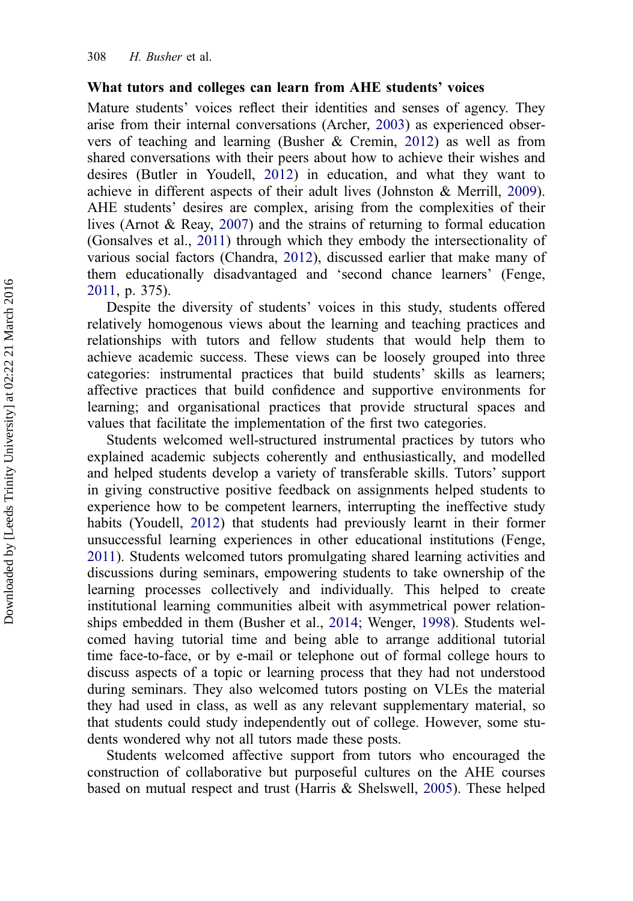### What tutors and colleges can learn from AHE students' voices

Mature students' voices reflect their identities and senses of agency. They arise from their internal conversations (Archer, 2003) as experienced observers of teaching and learning (Busher & Cremin, 2012) as well as from shared conversations with their peers about how to achieve their wishes and desires (Butler in Youdell, 2012) in education, and what they want to achieve in different aspects of their adult lives (Johnston & Merrill, 2009). AHE students' desires are complex, arising from the complexities of their lives (Arnot & Reay, 2007) and the strains of returning to formal education (Gonsalves et al., 2011) through which they embody the intersectionality of various social factors (Chandra, 2012), discussed earlier that make many of them educationally disadvantaged and 'second chance learners' (Fenge, 2011, p. 375).

Despite the diversity of students' voices in this study, students offered relatively homogenous views about the learning and teaching practices and relationships with tutors and fellow students that would help them to achieve academic success. These views can be loosely grouped into three categories: instrumental practices that build students' skills as learners; affective practices that build confidence and supportive environments for learning; and organisational practices that provide structural spaces and values that facilitate the implementation of the first two categories.

Students welcomed well-structured instrumental practices by tutors who explained academic subjects coherently and enthusiastically, and modelled and helped students develop a variety of transferable skills. Tutors' support in giving constructive positive feedback on assignments helped students to experience how to be competent learners, interrupting the ineffective study habits (Youdell, 2012) that students had previously learnt in their former unsuccessful learning experiences in other educational institutions (Fenge, 2011). Students welcomed tutors promulgating shared learning activities and discussions during seminars, empowering students to take ownership of the learning processes collectively and individually. This helped to create institutional learning communities albeit with asymmetrical power relationships embedded in them (Busher et al., 2014; Wenger, 1998). Students welcomed having tutorial time and being able to arrange additional tutorial time face-to-face, or by e-mail or telephone out of formal college hours to discuss aspects of a topic or learning process that they had not understood during seminars. They also welcomed tutors posting on VLEs the material they had used in class, as well as any relevant supplementary material, so that students could study independently out of college. However, some students wondered why not all tutors made these posts.

Students welcomed affective support from tutors who encouraged the construction of collaborative but purposeful cultures on the AHE courses based on mutual respect and trust (Harris & Shelswell, 2005). These helped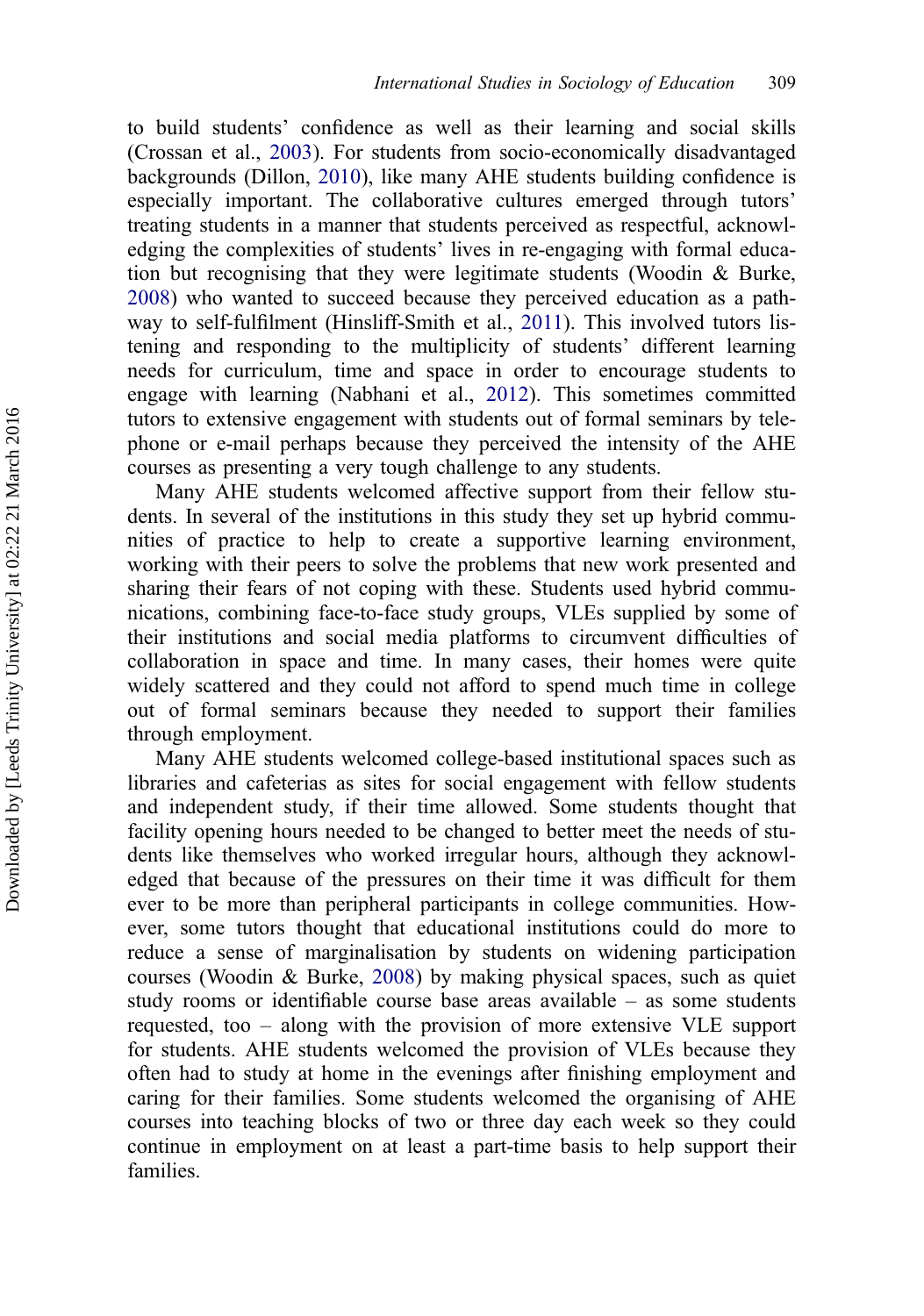to build students' confidence as well as their learning and social skills (Crossan et al., 2003). For students from socio-economically disadvantaged backgrounds (Dillon, 2010), like many AHE students building confidence is especially important. The collaborative cultures emerged through tutors' treating students in a manner that students perceived as respectful, acknowledging the complexities of students' lives in re-engaging with formal education but recognising that they were legitimate students (Woodin & Burke, 2008) who wanted to succeed because they perceived education as a pathway to self-fulfilment (Hinsliff-Smith et al., 2011). This involved tutors listening and responding to the multiplicity of students' different learning needs for curriculum, time and space in order to encourage students to engage with learning (Nabhani et al., 2012). This sometimes committed tutors to extensive engagement with students out of formal seminars by telephone or e-mail perhaps because they perceived the intensity of the AHE courses as presenting a very tough challenge to any students.

Many AHE students welcomed affective support from their fellow students. In several of the institutions in this study they set up hybrid communities of practice to help to create a supportive learning environment, working with their peers to solve the problems that new work presented and sharing their fears of not coping with these. Students used hybrid communications, combining face-to-face study groups, VLEs supplied by some of their institutions and social media platforms to circumvent difficulties of collaboration in space and time. In many cases, their homes were quite widely scattered and they could not afford to spend much time in college out of formal seminars because they needed to support their families through employment.

Many AHE students welcomed college-based institutional spaces such as libraries and cafeterias as sites for social engagement with fellow students and independent study, if their time allowed. Some students thought that facility opening hours needed to be changed to better meet the needs of students like themselves who worked irregular hours, although they acknowledged that because of the pressures on their time it was difficult for them ever to be more than peripheral participants in college communities. However, some tutors thought that educational institutions could do more to reduce a sense of marginalisation by students on widening participation courses (Woodin & Burke, 2008) by making physical spaces, such as quiet study rooms or identifiable course base areas available – as some students requested, too – along with the provision of more extensive VLE support for students. AHE students welcomed the provision of VLEs because they often had to study at home in the evenings after finishing employment and caring for their families. Some students welcomed the organising of AHE courses into teaching blocks of two or three day each week so they could continue in employment on at least a part-time basis to help support their families.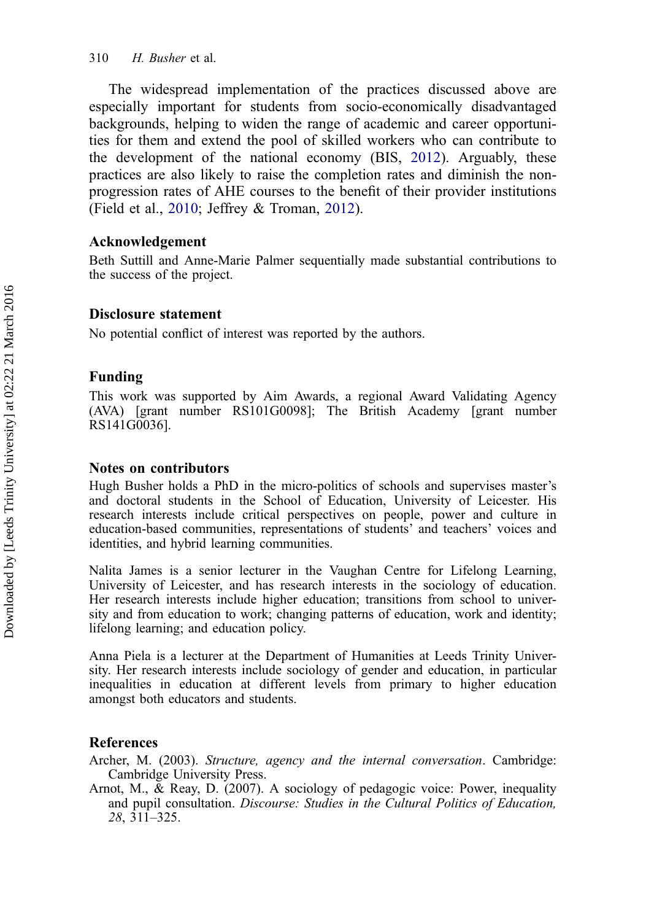The widespread implementation of the practices discussed above are especially important for students from socio-economically disadvantaged backgrounds, helping to widen the range of academic and career opportunities for them and extend the pool of skilled workers who can contribute to the development of the national economy (BIS, 2012). Arguably, these practices are also likely to raise the completion rates and diminish the non-progression rates of AHE courses to the benefit of their provider institutions (Field et al., 2010; Jeffrey & Troman, 2012).

## Acknowledgement

Beth Suttill and Anne-Marie Palmer sequentially made substantial contributions to the success of the project.

## Disclosure statement

No potential conflict of interest was reported by the authors.

## Funding

This work was supported by Aim Awards, a regional Award Validating Agency (AVA) [grant number RS101G0098]; The British Academy [grant number RS141G0036].

## Notes on contributors

Hugh Busher holds a PhD in the micro-politics of schools and supervises master's and doctoral students in the School of Education, University of Leicester. His research interests include critical perspectives on people, power and culture in education-based communities, representations of students' and teachers' voices and identities, and hybrid learning communities.

Nalita James is a senior lecturer in the Vaughan Centre for Lifelong Learning, University of Leicester, and has research interests in the sociology of education. Her research interests include higher education; transitions from school to university and from education to work; changing patterns of education, work and identity; lifelong learning; and education policy.

Anna Piela is a lecturer at the Department of Humanities at Leeds Trinity University. Her research interests include sociology of gender and education, in particular inequalities in education at different levels from primary to higher education amongst both educators and students.

## References

Archer, M. (2003). *Structure, agency and the internal conversation*. Cambridge: Cambridge University Press.

Arnot, M., & Reay, D. (2007). A sociology of pedagogic voice: Power, inequality and pupil consultation. *Discourse: Studies in the Cultural Politics of Education, 28*, 311–325.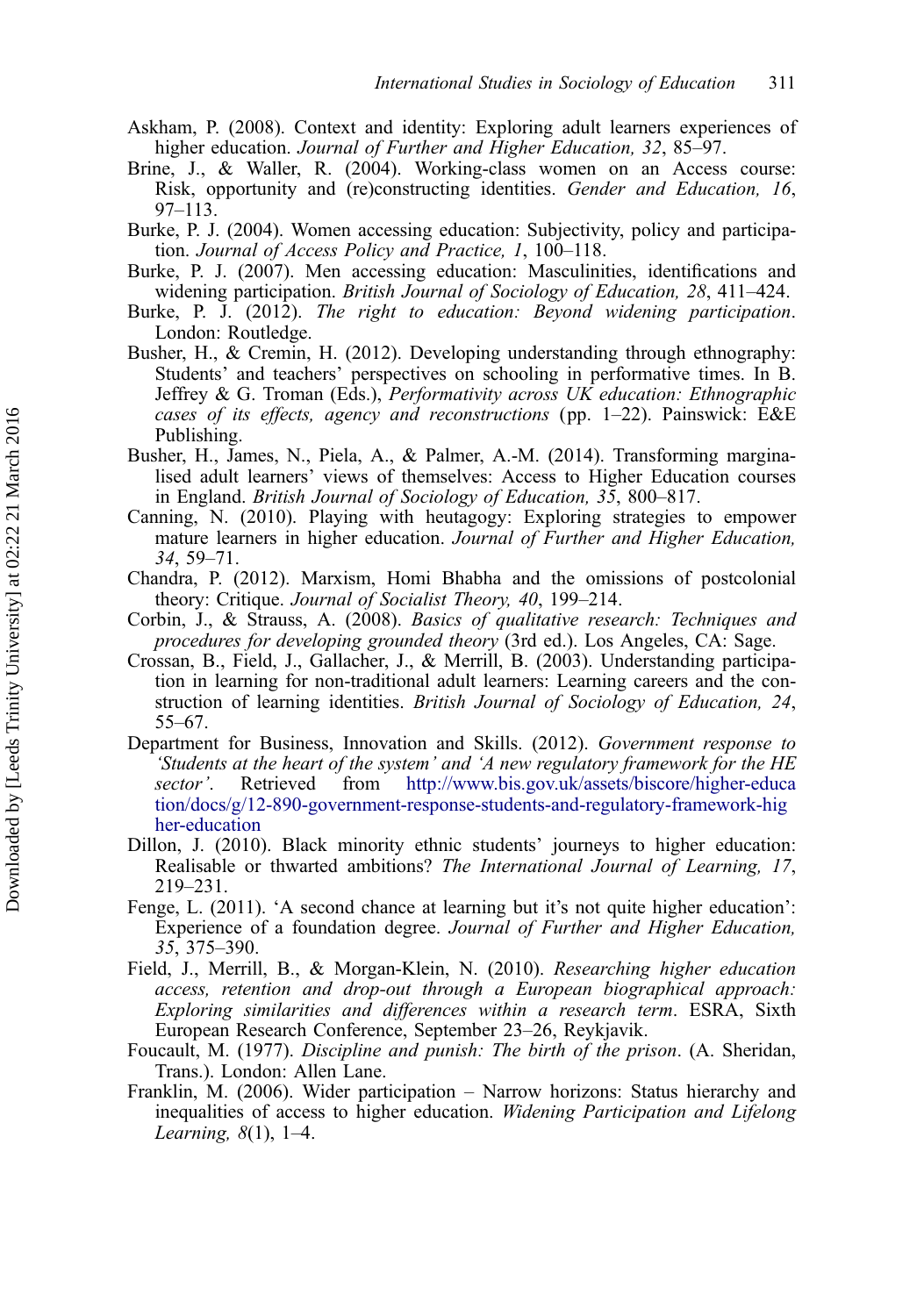Askham, P. (2008). Context and identity: Exploring adult learners experiences of higher education. *Journal of Further and Higher Education, 32*, 85–97.

Brine, J., & Waller, R. (2004). Working-class women on an Access course: Risk, opportunity and (re)constructing identities. *Gender and Education, 16*, 97–113.

Burke, P. J. (2004). Women accessing education: Subjectivity, policy and participation. *Journal of Access Policy and Practice, 1*, 100–118.

Burke, P. J. (2007). Men accessing education: Masculinities, identifications and widening participation. *British Journal of Sociology of Education, 28*, 411–424.

Burke, P. J. (2012). *The right to education: Beyond widening participation*. London: Routledge.

Busher, H., & Cremin, H. (2012). Developing understanding through ethnography: Students' and teachers' perspectives on schooling in performative times. In B. Jeffrey & G. Troman (Eds.), *Performativity across UK education: Ethnographic cases of its effects, agency and reconstructions* (pp. 1–22). Painswick: E&E Publishing.

Busher, H., James, N., Piela, A., & Palmer, A.-M. (2014). Transforming marginalised adult learners' views of themselves: Access to Higher Education courses in England. *British Journal of Sociology of Education, 35*, 800–817.

Canning, N. (2010). Playing with heutagogy: Exploring strategies to empower mature learners in higher education. *Journal of Further and Higher Education, 34*, 59–71.

Chandra, P. (2012). Marxism, Homi Bhabha and the omissions of postcolonial theory: Critique. *Journal of Socialist Theory, 40*, 199–214.

Corbin, J., & Strauss, A. (2008). *Basics of qualitative research: Techniques and procedures for developing grounded theory* (3rd ed.). Los Angeles, CA: Sage.

Crossan, B., Field, J., Gallacher, J., & Merrill, B. (2003). Understanding participation in learning for non-traditional adult learners: Learning careers and the construction of learning identities. *British Journal of Sociology of Education, 24*, 55–67.

Department for Business, Innovation and Skills. (2012). *Government response to 'Students at the heart of the system' and 'A new regulatory framework for the HE sector'*. Retrieved from http://www.bis.gov.uk/assets/biscore/higher-education/docs/g/12-890-government-response-students-and-regulatory-framework-higher-education

Dillon, J. (2010). Black minority ethnic students' journeys to higher education: Realisable or thwarted ambitions? *The International Journal of Learning, 17*, 219–231.

Fenge, L. (2011). 'A second chance at learning but it's not quite higher education': Experience of a foundation degree. *Journal of Further and Higher Education, 35*, 375–390.

Field, J., Merrill, B., & Morgan-Klein, N. (2010). *Researching higher education access, retention and drop-out through a European biographical approach: Exploring similarities and differences within a research term*. ESRA, Sixth European Research Conference, September 23–26, Reykjavik.

Foucault, M. (1977). *Discipline and punish: The birth of the prison*. (A. Sheridan, Trans.). London: Allen Lane.

Franklin, M. (2006). Wider participation – Narrow horizons: Status hierarchy and inequalities of access to higher education. *Widening Participation and Lifelong Learning, 8*(1), 1–4.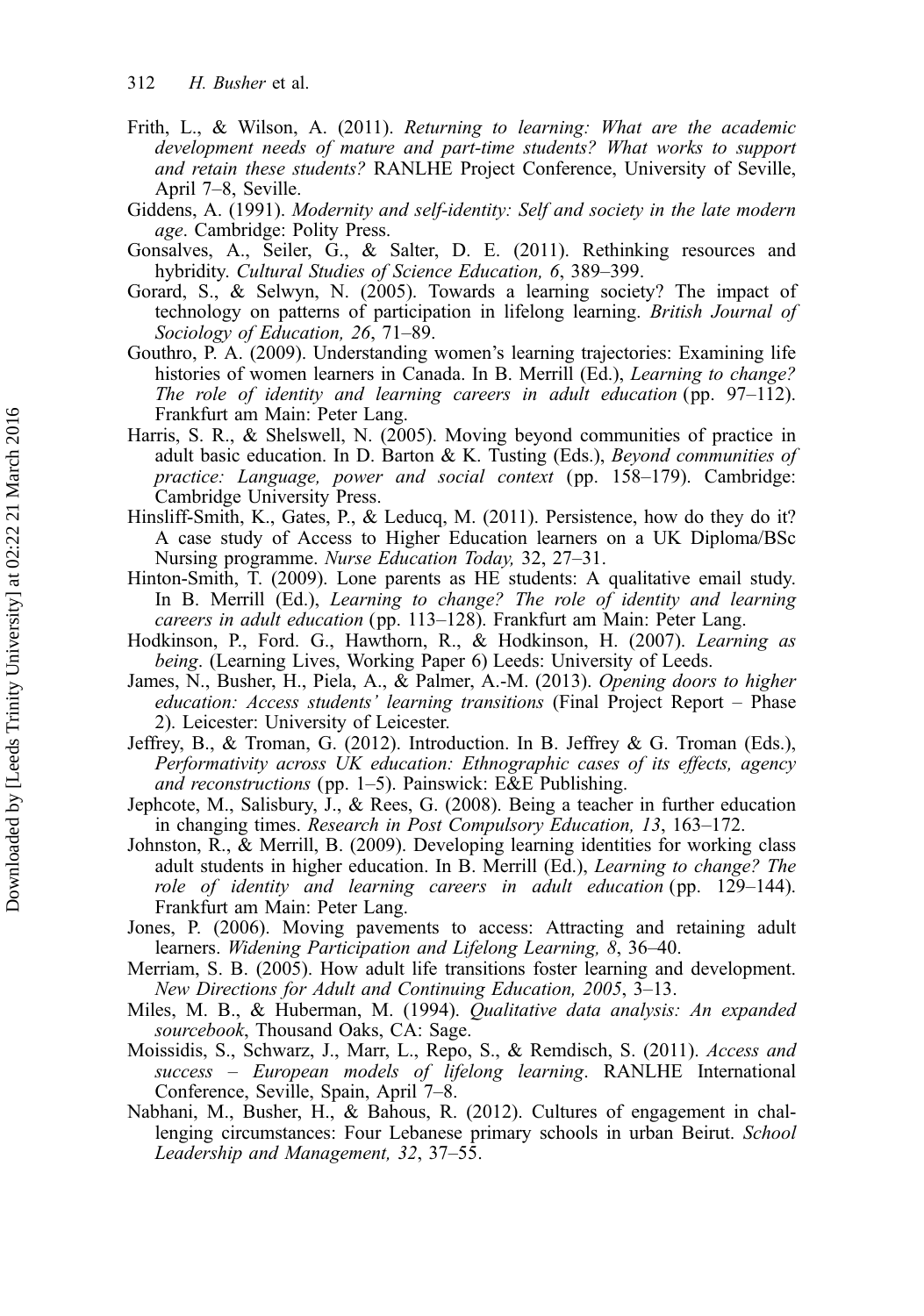Frith, L., & Wilson, A. (2011). *Returning to learning: What are the academic development needs of mature and part-time students? What works to support and retain these students?* RANLHE Project Conference, University of Seville, April 7–8, Seville.

Giddens, A. (1991). *Modernity and self-identity: Self and society in the late modern age*. Cambridge: Polity Press.

Gonsalves, A., Seiler, G., & Salter, D. E. (2011). Rethinking resources and hybridity. *Cultural Studies of Science Education, 6*, 389–399.

Gorard, S., & Selwyn, N. (2005). Towards a learning society? The impact of technology on patterns of participation in lifelong learning. *British Journal of Sociology of Education, 26*, 71–89.

Gouthro, P. A. (2009). Understanding women's learning trajectories: Examining life histories of women learners in Canada. In B. Merrill (Ed.), *Learning to change? The role of identity and learning careers in adult education* (pp. 97–112). Frankfurt am Main: Peter Lang.

Harris, S. R., & Shelswell, N. (2005). Moving beyond communities of practice in adult basic education. In D. Barton & K. Tusting (Eds.), *Beyond communities of practice: Language, power and social context* (pp. 158–179). Cambridge: Cambridge University Press.

Hinsliff-Smith, K., Gates, P., & Leducq, M. (2011). Persistence, how do they do it? A case study of Access to Higher Education learners on a UK Diploma/BSc Nursing programme. *Nurse Education Today,* 32, 27–31.

Hinton-Smith, T. (2009). Lone parents as HE students: A qualitative email study. In B. Merrill (Ed.), *Learning to change? The role of identity and learning careers in adult education* (pp. 113–128). Frankfurt am Main: Peter Lang.

Hodkinson, P., Ford. G., Hawthorn, R., & Hodkinson, H. (2007). *Learning as being*. (Learning Lives, Working Paper 6) Leeds: University of Leeds.

James, N., Busher, H., Piela, A., & Palmer, A.-M. (2013). *Opening doors to higher education: Access students' learning transitions* (Final Project Report – Phase 2). Leicester: University of Leicester.

Jeffrey, B., & Troman, G. (2012). Introduction. In B. Jeffrey & G. Troman (Eds.), *Performativity across UK education: Ethnographic cases of its effects, agency and reconstructions* (pp. 1–5). Painswick: E&E Publishing.

Jephcote, M., Salisbury, J., & Rees, G. (2008). Being a teacher in further education in changing times. *Research in Post Compulsory Education, 13*, 163–172.

Johnston, R., & Merrill, B. (2009). Developing learning identities for working class adult students in higher education. In B. Merrill (Ed.), *Learning to change? The role of identity and learning careers in adult education* (pp. 129–144). Frankfurt am Main: Peter Lang.

Jones, P. (2006). Moving pavements to access: Attracting and retaining adult learners. *Widening Participation and Lifelong Learning, 8*, 36–40.

Merriam, S. B. (2005). How adult life transitions foster learning and development. *New Directions for Adult and Continuing Education, 2005*, 3–13.

Miles, M. B., & Huberman, M. (1994). *Qualitative data analysis: An expanded sourcebook*, Thousand Oaks, CA: Sage.

Moissidis, S., Schwarz, J., Marr, L., Repo, S., & Remdisch, S. (2011). *Access and success – European models of lifelong learning*. RANLHE International Conference, Seville, Spain, April 7–8.

Nabhani, M., Busher, H., & Bahous, R. (2012). Cultures of engagement in challenging circumstances: Four Lebanese primary schools in urban Beirut. *School Leadership and Management, 32*, 37–55.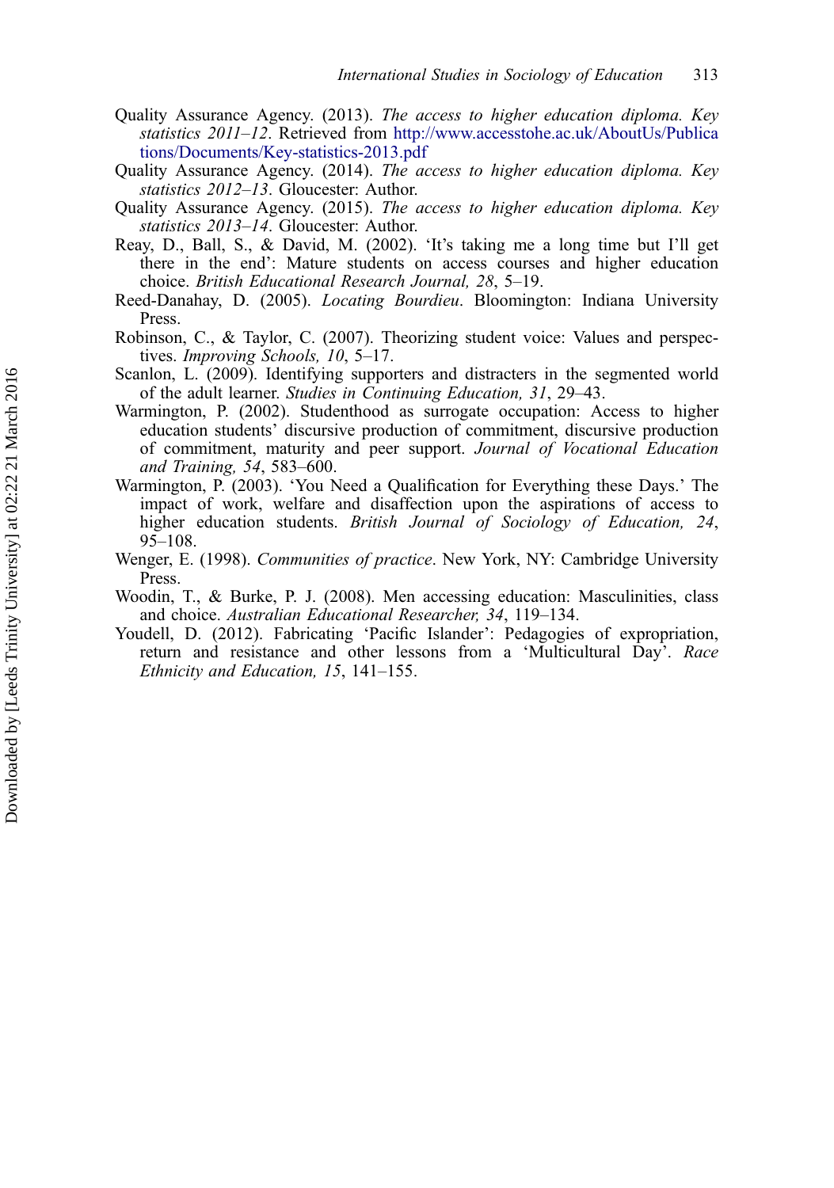Quality Assurance Agency. (2013). *The access to higher education diploma. Key statistics 2011–12*. Retrieved from http://www.accesstohe.ac.uk/AboutUs/Publications/Documents/Key-statistics-2013.pdf

Quality Assurance Agency. (2014). *The access to higher education diploma. Key statistics 2012–13*. Gloucester: Author.

Quality Assurance Agency. (2015). *The access to higher education diploma. Key statistics 2013–14*. Gloucester: Author.

Reay, D., Ball, S., & David, M. (2002). 'It's taking me a long time but I'll get there in the end': Mature students on access courses and higher education choice. *British Educational Research Journal, 28*, 5–19.

Reed-Danahay, D. (2005). *Locating Bourdieu*. Bloomington: Indiana University Press.

Robinson, C., & Taylor, C. (2007). Theorizing student voice: Values and perspectives. *Improving Schools, 10*, 5–17.

Scanlon, L. (2009). Identifying supporters and distracters in the segmented world of the adult learner. *Studies in Continuing Education, 31*, 29–43.

Warmington, P. (2002). Studenthood as surrogate occupation: Access to higher education students' discursive production of commitment, discursive production of commitment, maturity and peer support. *Journal of Vocational Education and Training, 54*, 583–600.

Warmington, P. (2003). 'You Need a Qualification for Everything these Days.' The impact of work, welfare and disaffection upon the aspirations of access to higher education students. *British Journal of Sociology of Education, 24*, 95–108.

Wenger, E. (1998). *Communities of practice*. New York, NY: Cambridge University Press.

Woodin, T., & Burke, P. J. (2008). Men accessing education: Masculinities, class and choice. *Australian Educational Researcher, 34*, 119–134.

Youdell, D. (2012). Fabricating 'Pacific Islander': Pedagogies of expropriation, return and resistance and other lessons from a 'Multicultural Day'. *Race Ethnicity and Education, 15*, 141–155.